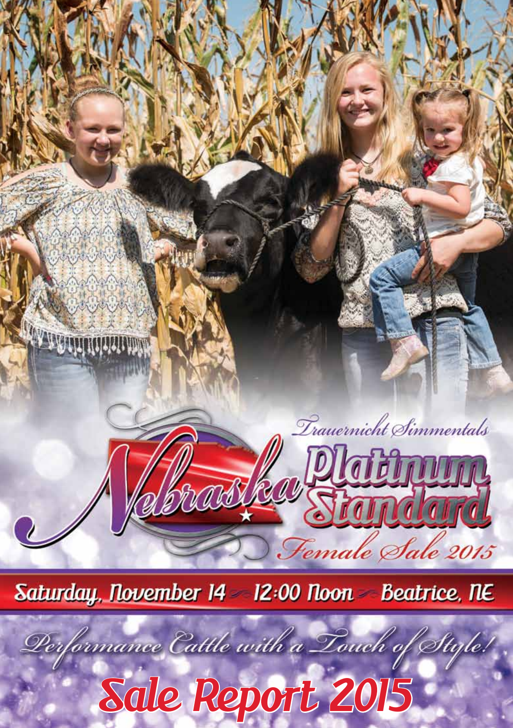Trauernicht Simmentals

# Nebraska Platinum Standard

Female Sale 2015

**Saturday, November 14 ~ 12:00 Noon ~ Beatrice, NE**

*Performance Cattle with a Touch of Style!*

# Sale Report 2015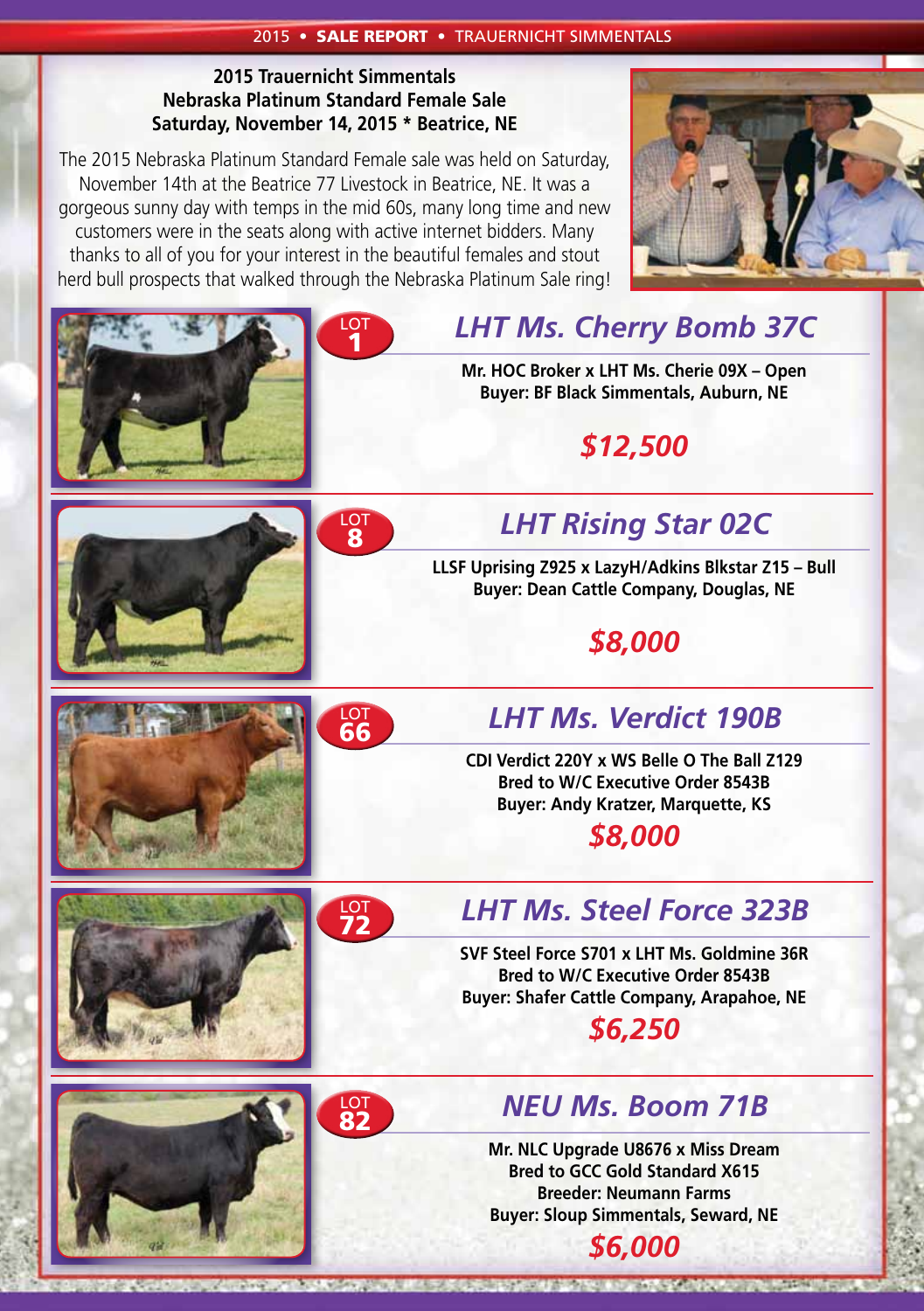**2015 Trauernicht Simmentals**
**Nebraska Platinum Standard Female Sale**
**Saturday, November 14, 2015 * Beatrice, NE**

The 2015 Nebraska Platinum Standard Female sale was held on Saturday, November 14th at the Beatrice 77 Livestock in Beatrice, NE. It was a gorgeous sunny day with temps in the mid 60s, many long time and new customers were in the seats along with active internet bidders. Many thanks to all of you for your interest in the beautiful females and stout herd bull prospects that walked through the Nebraska Platinum Sale ring!

LOT 1

## *LHT Ms. Cherry Bomb 37C*

**Mr. HOC Broker x LHT Ms. Cherie 09X – Open**
**Buyer: BF Black Simmentals, Auburn, NE**

***$12,500***

LOT 8

## *LHT Rising Star 02C*

**LLSF Uprising Z925 x LazyH/Adkins Blkstar Z15 – Bull**
**Buyer: Dean Cattle Company, Douglas, NE**

***$8,000***

LOT 66

## *LHT Ms. Verdict 190B*

**CDI Verdict 220Y x WS Belle O The Ball Z129**
**Bred to W/C Executive Order 8543B**
**Buyer: Andy Kratzer, Marquette, KS**

***$8,000***

LOT 72

## *LHT Ms. Steel Force 323B*

**SVF Steel Force S701 x LHT Ms. Goldmine 36R**
**Bred to W/C Executive Order 8543B**
**Buyer: Shafer Cattle Company, Arapahoe, NE**

***$6,250***

LOT 82

## *NEU Ms. Boom 71B*

**Mr. NLC Upgrade U8676 x Miss Dream**
**Bred to GCC Gold Standard X615**
**Breeder: Neumann Farms**
**Buyer: Sloup Simmentals, Seward, NE**

***$6,000***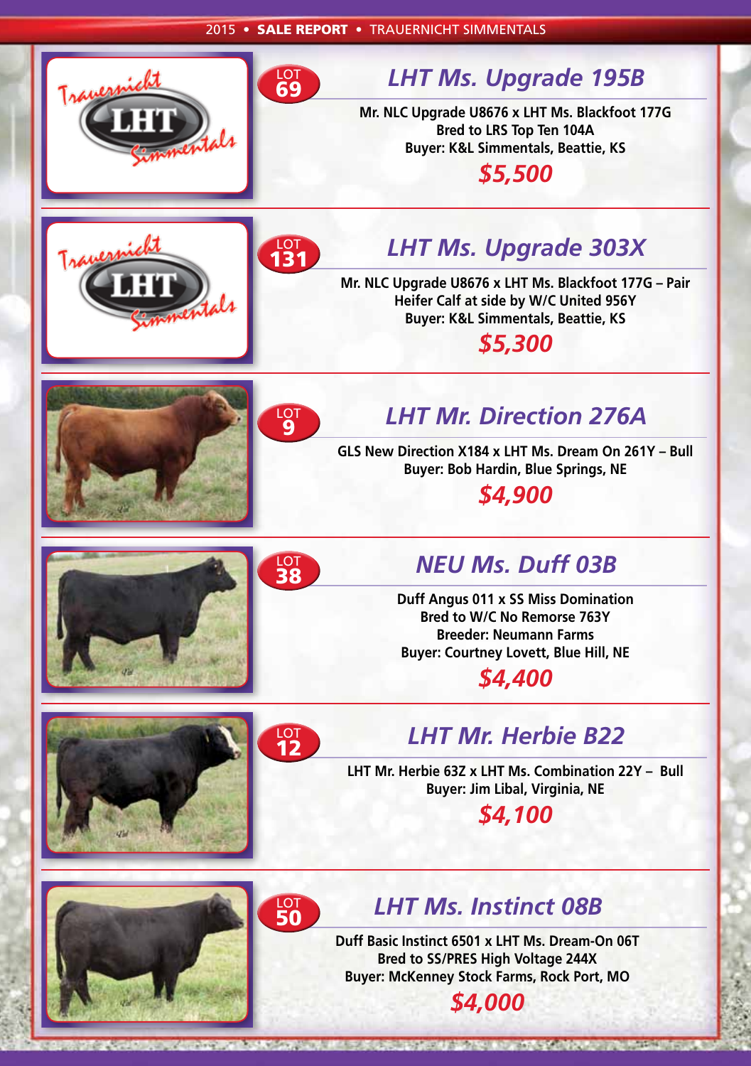### LOT 69

## LHT Ms. Upgrade 195B

**Mr. NLC Upgrade U8676 x LHT Ms. Blackfoot 177G**
**Bred to LRS Top Ten 104A**
**Buyer: K&L Simmentals, Beattie, KS**

***$5,500***

### LOT 131

## LHT Ms. Upgrade 303X

**Mr. NLC Upgrade U8676 x LHT Ms. Blackfoot 177G – Pair**
**Heifer Calf at side by W/C United 956Y**
**Buyer: K&L Simmentals, Beattie, KS**

***$5,300***

### LOT 9

## LHT Mr. Direction 276A

**GLS New Direction X184 x LHT Ms. Dream On 261Y – Bull**
**Buyer: Bob Hardin, Blue Springs, NE**

***$4,900***

### LOT 38

## NEU Ms. Duff 03B

**Duff Angus 011 x SS Miss Domination**
**Bred to W/C No Remorse 763Y**
**Breeder: Neumann Farms**
**Buyer: Courtney Lovett, Blue Hill, NE**

***$4,400***

### LOT 12

## LHT Mr. Herbie B22

**LHT Mr. Herbie 63Z x LHT Ms. Combination 22Y – Bull**
**Buyer: Jim Libal, Virginia, NE**

***$4,100***

### LOT 50

## LHT Ms. Instinct 08B

**Duff Basic Instinct 6501 x LHT Ms. Dream-On 06T**
**Bred to SS/PRES High Voltage 244X**
**Buyer: McKenney Stock Farms, Rock Port, MO**

***$4,000***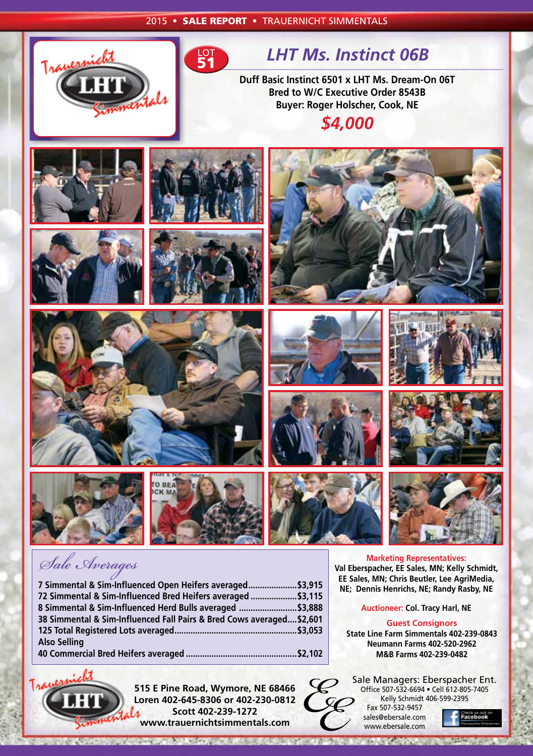Trauernicht LHT Simmentals

LOT 51

## LHT Ms. Instinct 06B

**Duff Basic Instinct 6501 x LHT Ms. Dream-On 06T**
**Bred to W/C Executive Order 8543B**
**Buyer: Roger Holscher, Cook, NE**

## $4,000

### Sale Averages

**7 Simmental & Sim-Influenced Open Heifers averaged....................$3,915**
**72 Simmental & Sim-Influenced Bred Heifers averaged...................$3,115**
**8 Simmental & Sim-Influenced Herd Bulls averaged.........................$3,888**
**38 Simmental & Sim-Influenced Fall Pairs & Bred Cows averaged....$2,601**
**125 Total Registered Lots averaged.....................................................$3,053**
**Also Selling**
**40 Commercial Bred Heifers averaged................................................$2,102**

**Marketing Representatives:**
**Val Eberspacher, EE Sales, MN; Kelly Schmidt, EE Sales, MN; Chris Beutler, Lee AgriMedia, NE; Dennis Henrichs, NE; Randy Rasby, NE**

**Auctioneer:** **Col. Tracy Harl, NE**

**Guest Consignors**
**State Line Farm Simmentals 402-239-0843**
**Neumann Farms 402-520-2962**
**M&B Farms 402-239-0482**

Trauernicht LHT Simmentals

**515 E Pine Road, Wymore, NE 68466**
**Loren 402-645-8306 or 402-230-0812**
**Scott 402-239-1272**
**www.trauernichtsimmentals.com**

Sale Managers: Eberspacher Ent.
Office 507-532-6694 • Cell 612-805-7405
Kelly Schmidt 406-599-2395
Fax 507-532-9457
sales@ebersale.com
www.ebersale.com

Check us out on Facebook